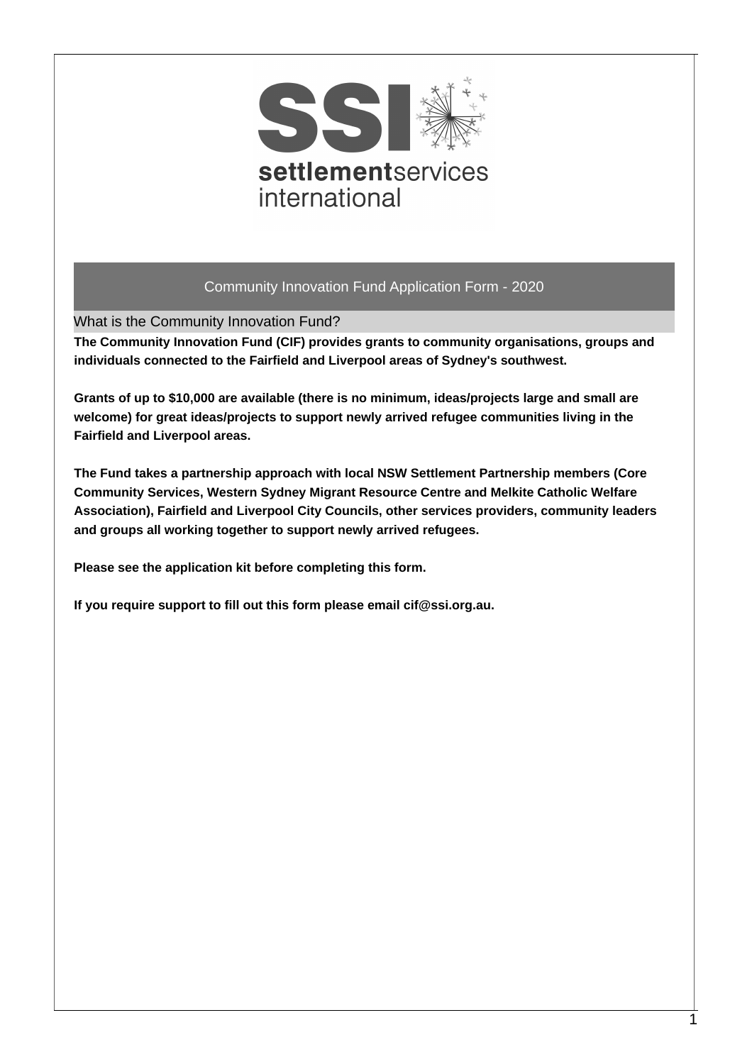# Community Innovation Fund Application Form - 2020

## What is the Community Innovation Fund?

**The Community Innovation Fund (CIF) provides grants to community organisations, groups and individuals connected to the Fairfield and Liverpool areas of Sydney's southwest.**

**Grants of up to $10,000 are available (there is no minimum, ideas/projects large and small are welcome) for great ideas/projects to support newly arrived refugee communities living in the Fairfield and Liverpool areas.**

**The Fund takes a partnership approach with local NSW Settlement Partnership members (Core Community Services, Western Sydney Migrant Resource Centre and Melkite Catholic Welfare Association), Fairfield and Liverpool City Councils, other services providers, community leaders and groups all working together to support newly arrived refugees.**

**Please see the application kit before completing this form.**

**If you require support to fill out this form please email cif@ssi.org.au.**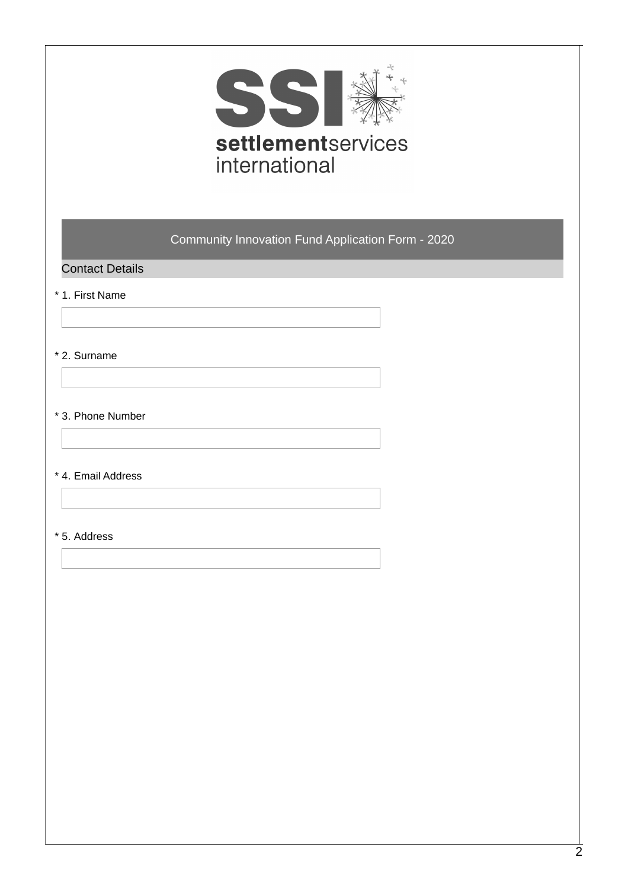settlementservices international

# Community Innovation Fund Application Form - 2020

## Contact Details

* 1. First Name

* 2. Surname

* 3. Phone Number

* 4. Email Address

* 5. Address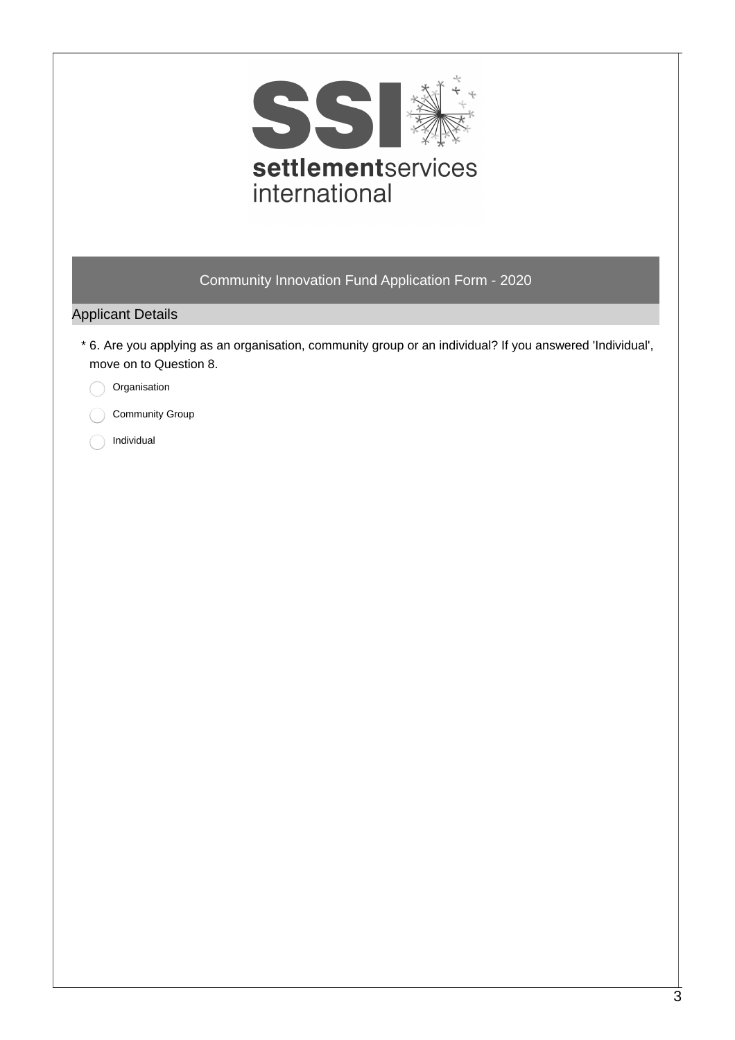settlementservices international

## Community Innovation Fund Application Form - 2020

### Applicant Details

\* 6. Are you applying as an organisation, community group or an individual? If you answered 'Individual', move on to Question 8.

- Organisation
- Community Group
- Individual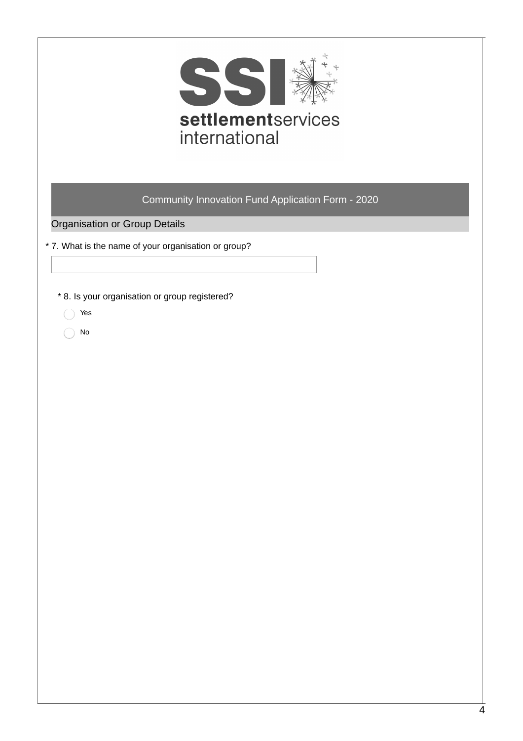settlementservices international

# Community Innovation Fund Application Form - 2020

## Organisation or Group Details

* 7. What is the name of your organisation or group?

&nbsp;

* 8. Is your organisation or group registered?

- ◯ Yes
- ◯ No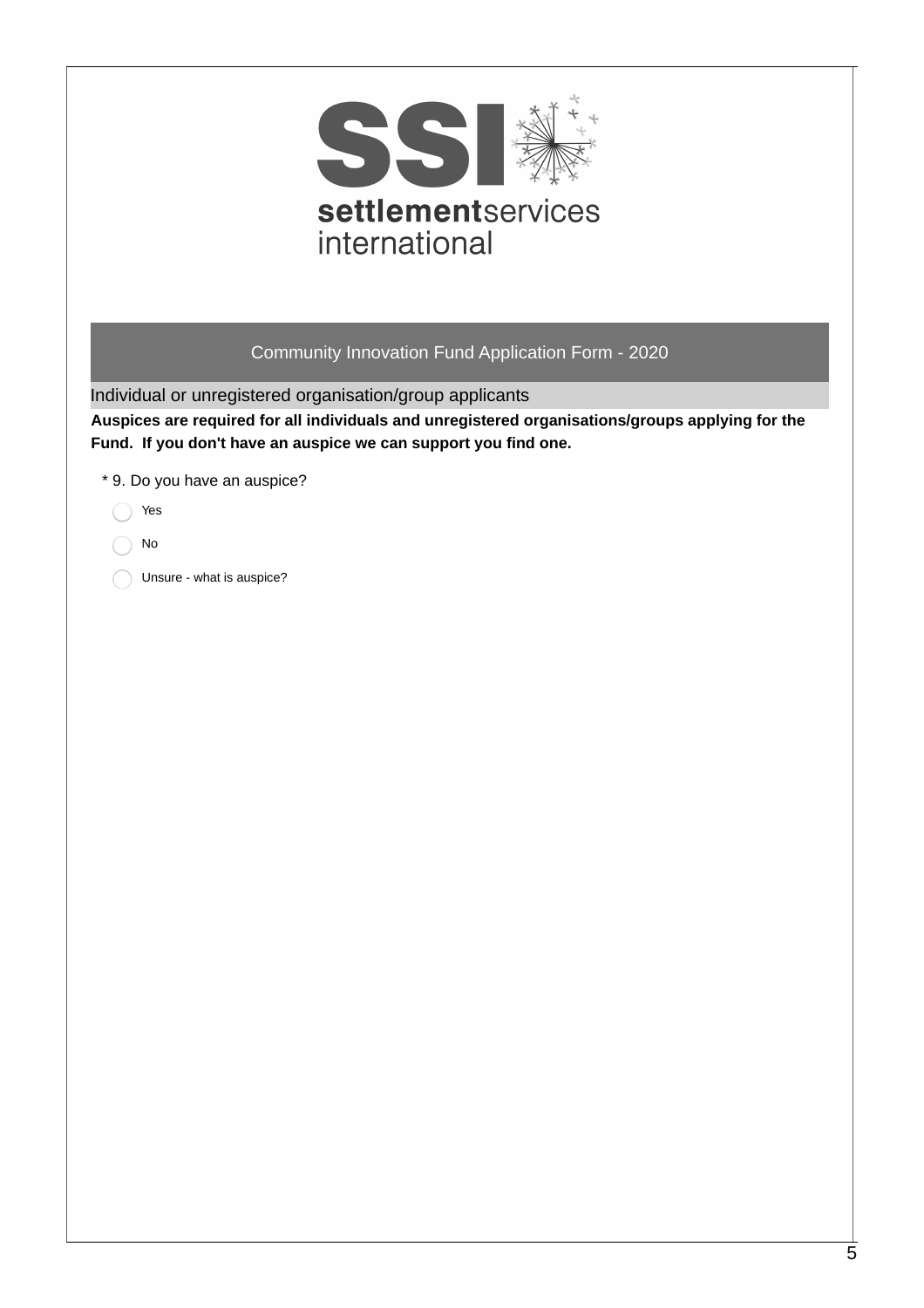settlementservices international

# Community Innovation Fund Application Form - 2020

## Individual or unregistered organisation/group applicants

**Auspices are required for all individuals and unregistered organisations/groups applying for the Fund. If you don't have an auspice we can support you find one.**

\* 9. Do you have an auspice?

- ◯ Yes
- ◯ No
- ◯ Unsure - what is auspice?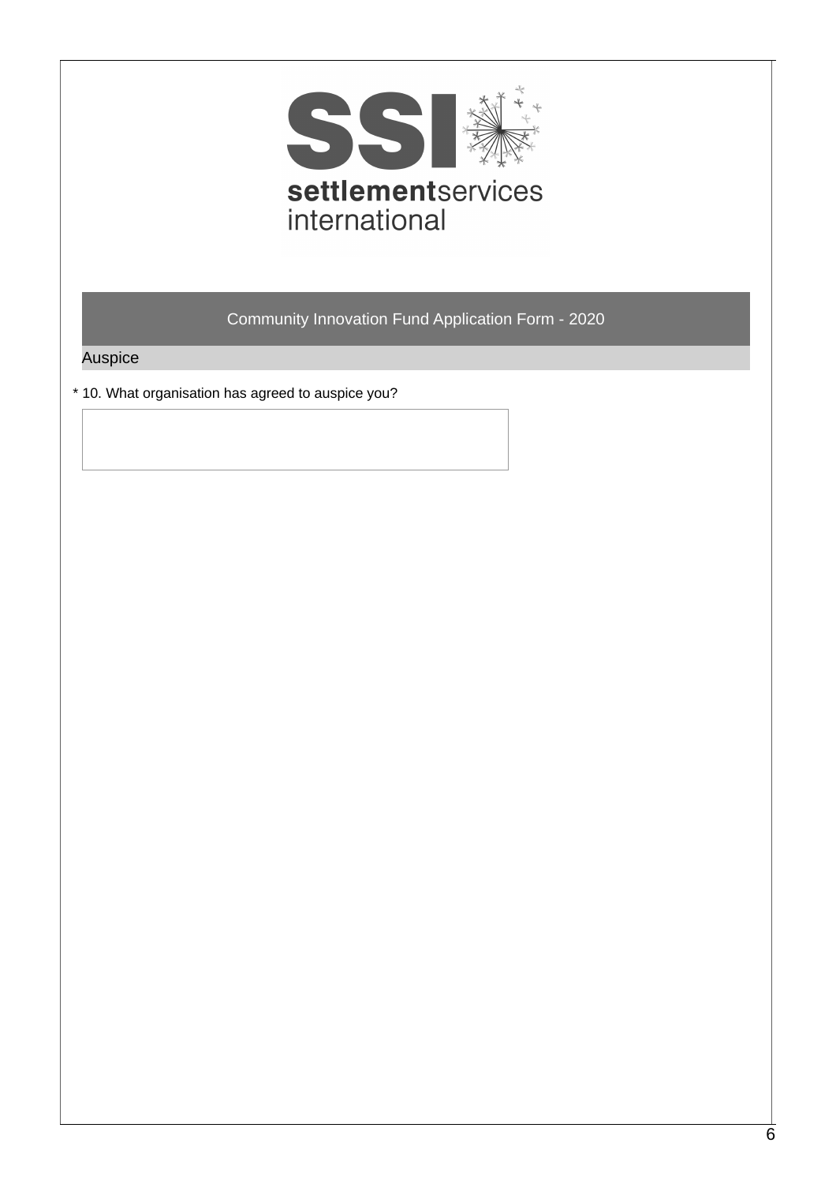# Community Innovation Fund Application Form - 2020

## Auspice

* 10. What organisation has agreed to auspice you?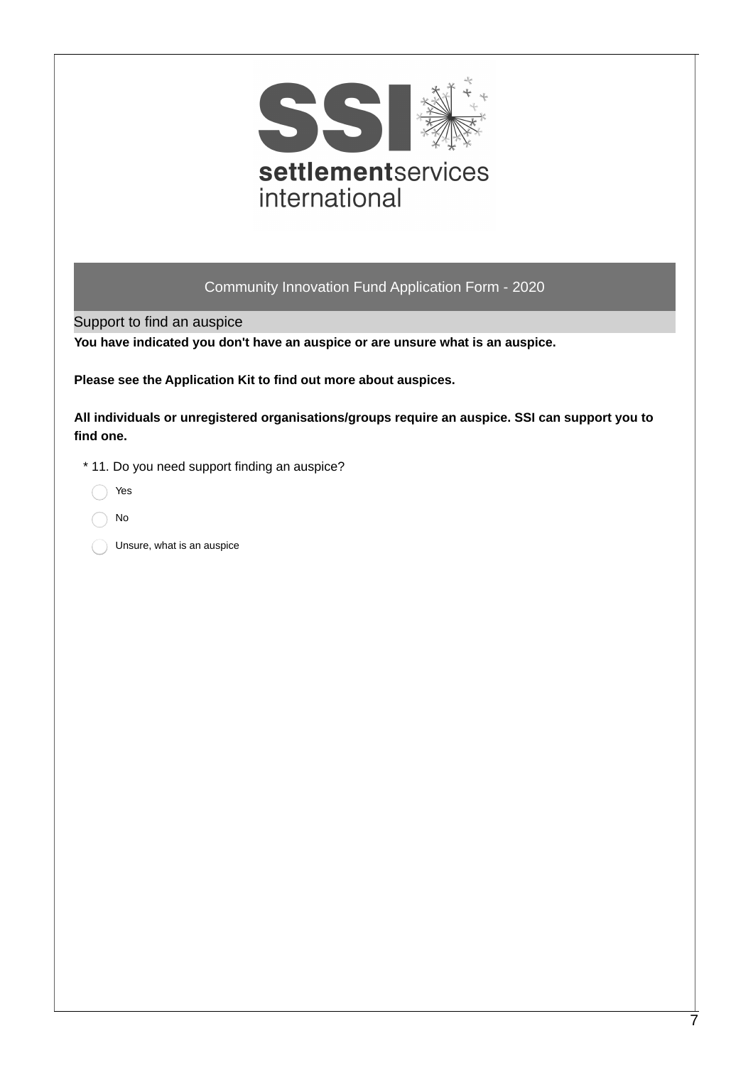# Community Innovation Fund Application Form - 2020

## Support to find an auspice

**You have indicated you don't have an auspice or are unsure what is an auspice.**

**Please see the Application Kit to find out more about auspices.**

**All individuals or unregistered organisations/groups require an auspice. SSI can support you to find one.**

* 11. Do you need support finding an auspice?

- ◯ Yes
- ◯ No
- ◯ Unsure, what is an auspice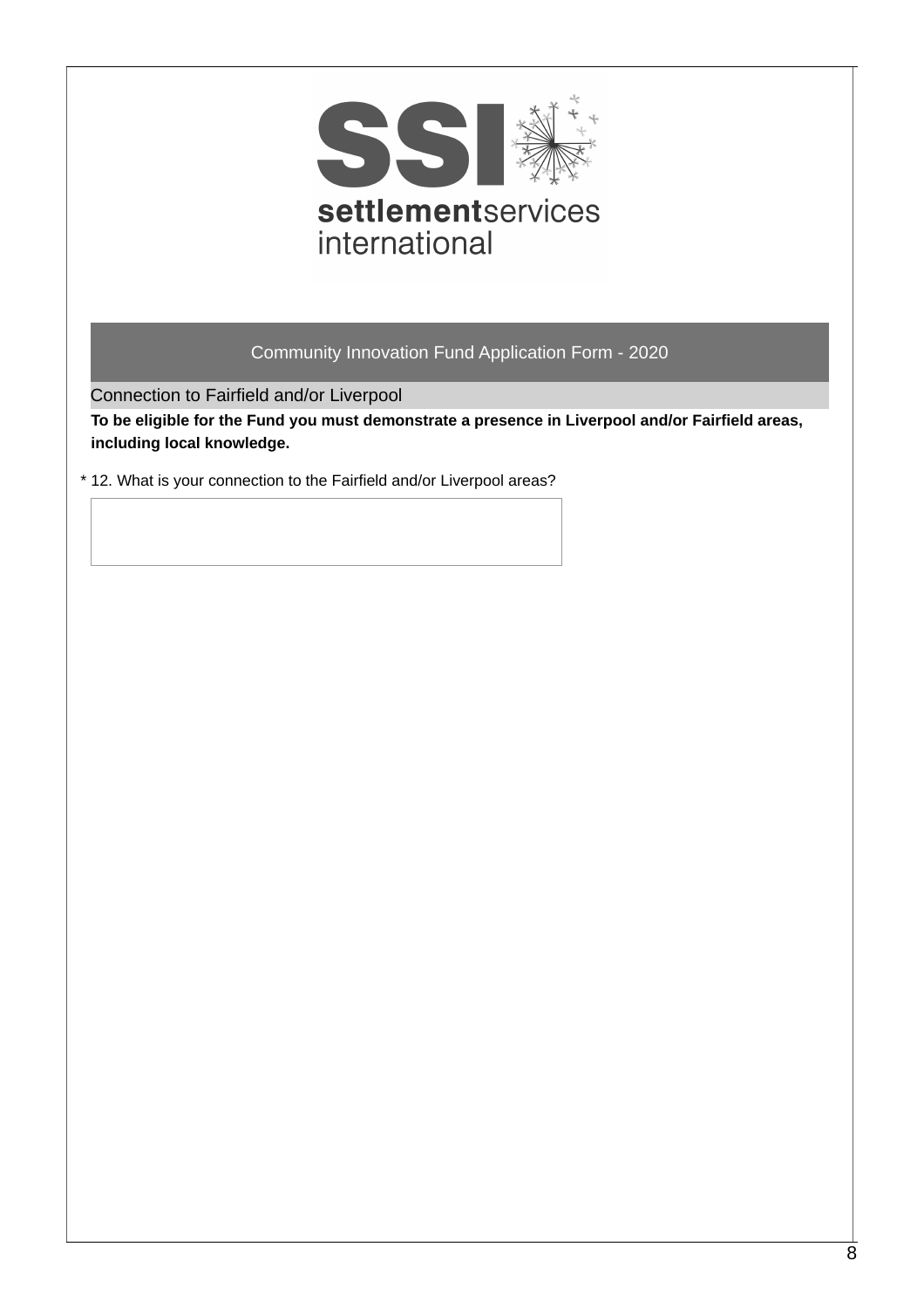# Community Innovation Fund Application Form - 2020

## Connection to Fairfield and/or Liverpool

**To be eligible for the Fund you must demonstrate a presence in Liverpool and/or Fairfield areas, including local knowledge.**

* 12. What is your connection to the Fairfield and/or Liverpool areas?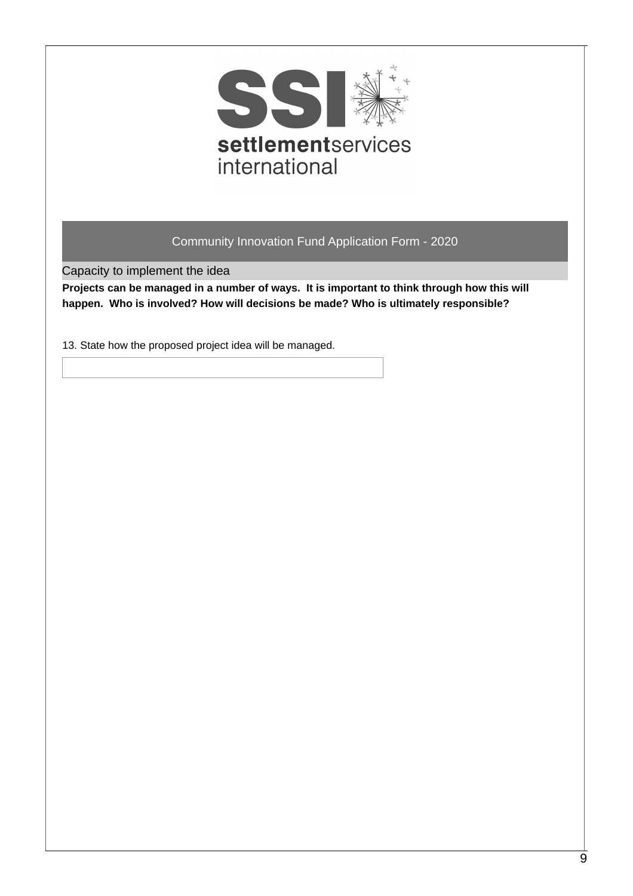settlementservices international

## Community Innovation Fund Application Form - 2020

### Capacity to implement the idea

**Projects can be managed in a number of ways. It is important to think through how this will happen. Who is involved? How will decisions be made? Who is ultimately responsible?**

13. State how the proposed project idea will be managed.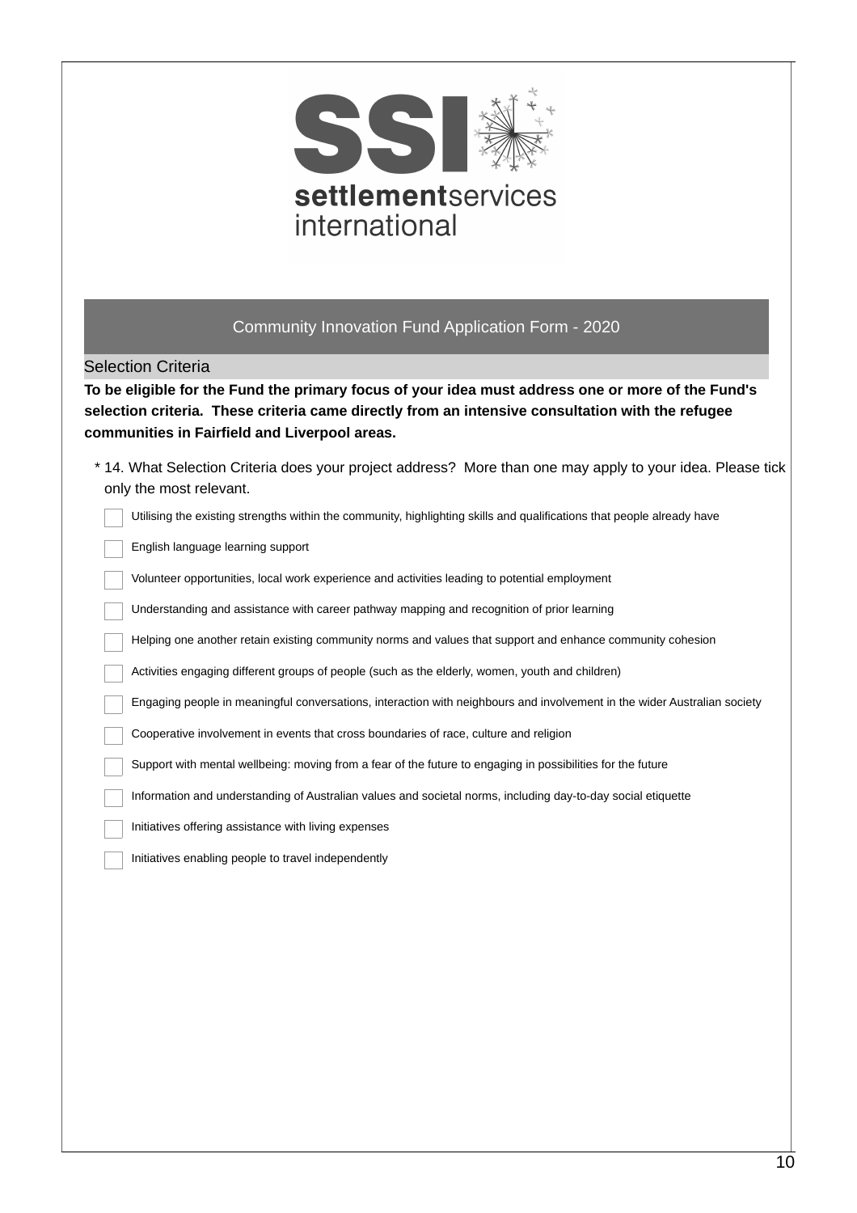settlementservices international

## Community Innovation Fund Application Form - 2020

### Selection Criteria

**To be eligible for the Fund the primary focus of your idea must address one or more of the Fund's selection criteria. These criteria came directly from an intensive consultation with the refugee communities in Fairfield and Liverpool areas.**

\* 14. What Selection Criteria does your project address? More than one may apply to your idea. Please tick only the most relevant.

- [ ] Utilising the existing strengths within the community, highlighting skills and qualifications that people already have
- [ ] English language learning support
- [ ] Volunteer opportunities, local work experience and activities leading to potential employment
- [ ] Understanding and assistance with career pathway mapping and recognition of prior learning
- [ ] Helping one another retain existing community norms and values that support and enhance community cohesion
- [ ] Activities engaging different groups of people (such as the elderly, women, youth and children)
- [ ] Engaging people in meaningful conversations, interaction with neighbours and involvement in the wider Australian society
- [ ] Cooperative involvement in events that cross boundaries of race, culture and religion
- [ ] Support with mental wellbeing: moving from a fear of the future to engaging in possibilities for the future
- [ ] Information and understanding of Australian values and societal norms, including day-to-day social etiquette
- [ ] Initiatives offering assistance with living expenses
- [ ] Initiatives enabling people to travel independently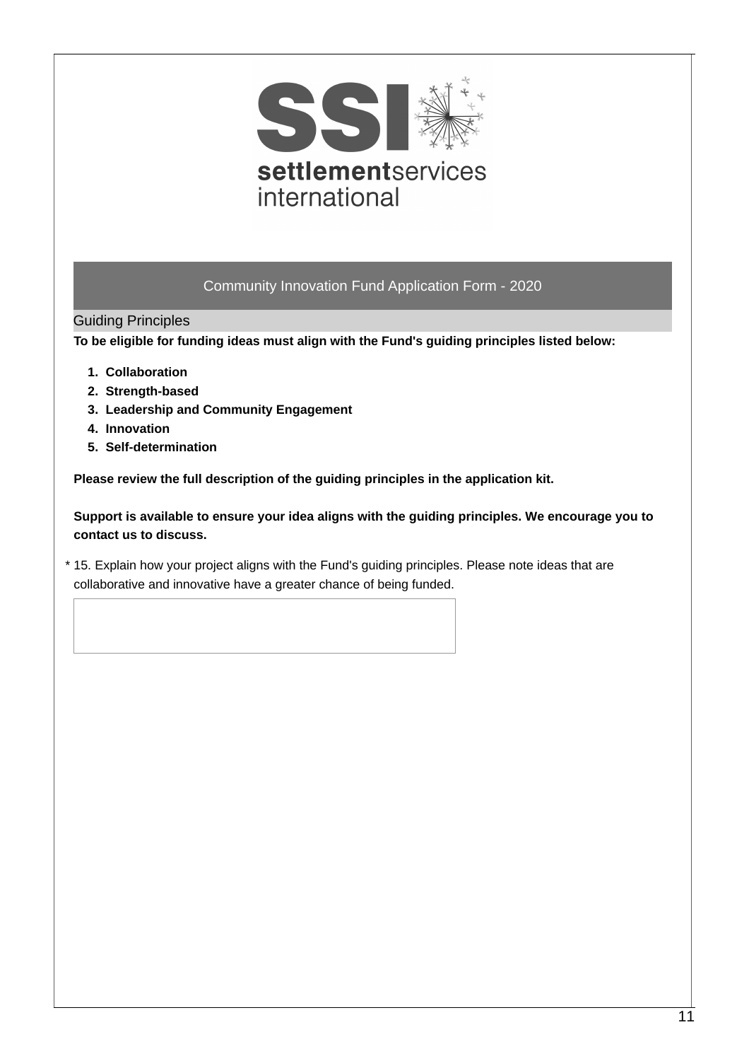settlementservices international

## Community Innovation Fund Application Form - 2020

### Guiding Principles

**To be eligible for funding ideas must align with the Fund's guiding principles listed below:**

1. **Collaboration**
2. **Strength-based**
3. **Leadership and Community Engagement**
4. **Innovation**
5. **Self-determination**

**Please review the full description of the guiding principles in the application kit.**

**Support is available to ensure your idea aligns with the guiding principles. We encourage you to contact us to discuss.**

* 15. Explain how your project aligns with the Fund's guiding principles. Please note ideas that are collaborative and innovative have a greater chance of being funded.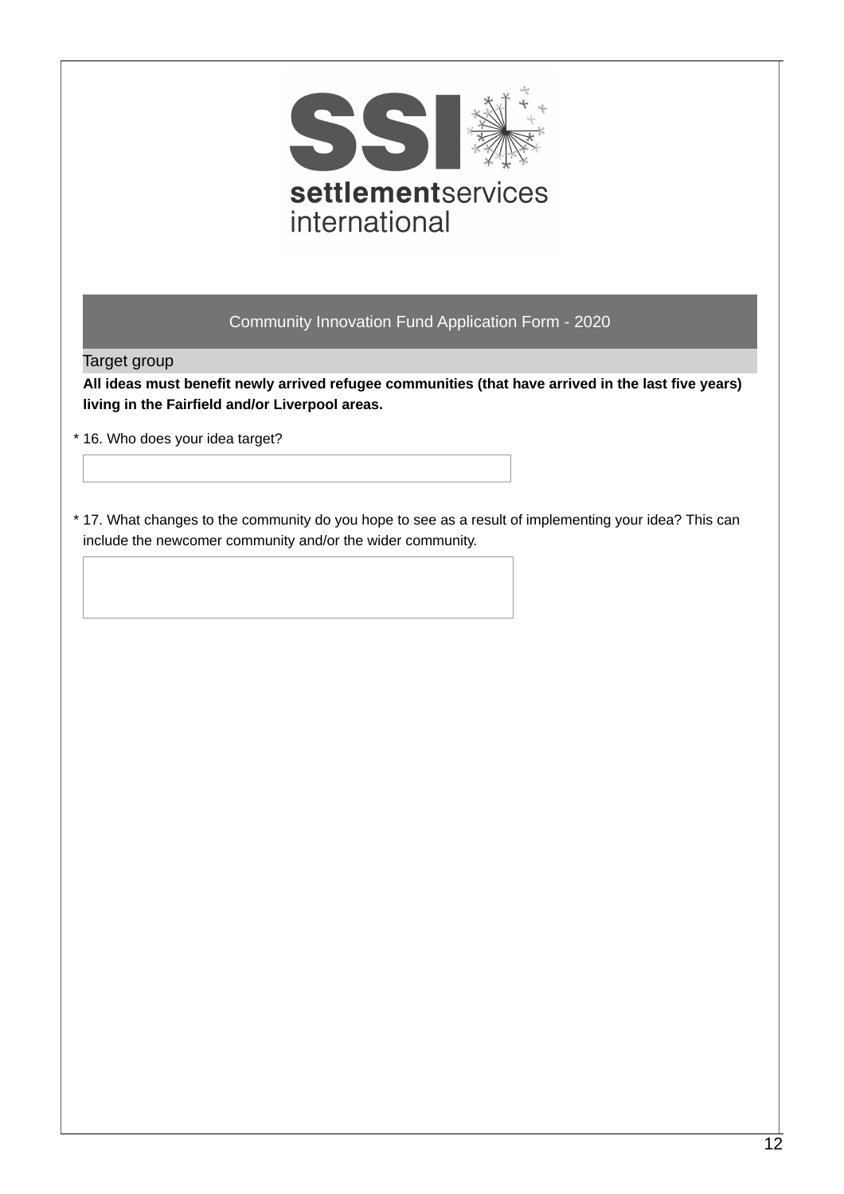## Community Innovation Fund Application Form - 2020

### Target group

**All ideas must benefit newly arrived refugee communities (that have arrived in the last five years) living in the Fairfield and/or Liverpool areas.**

* 16. Who does your idea target?

* 17. What changes to the community do you hope to see as a result of implementing your idea? This can include the newcomer community and/or the wider community.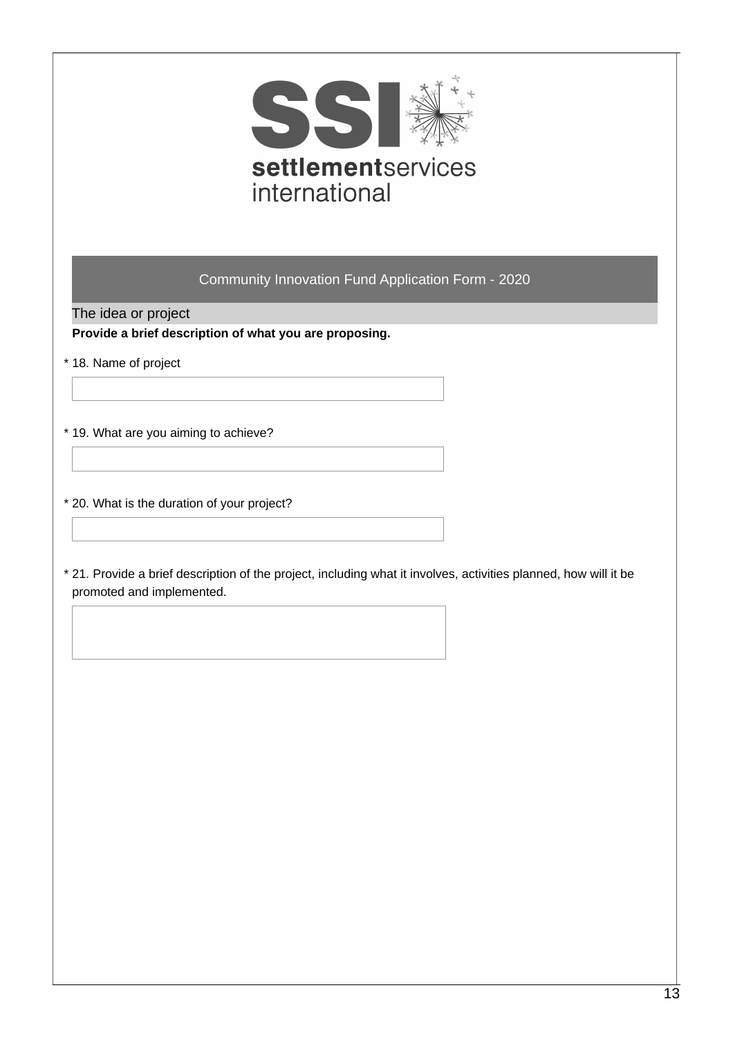## Community Innovation Fund Application Form - 2020

### The idea or project

**Provide a brief description of what you are proposing.**

* 18. Name of project

* 19. What are you aiming to achieve?

* 20. What is the duration of your project?

* 21. Provide a brief description of the project, including what it involves, activities planned, how will it be promoted and implemented.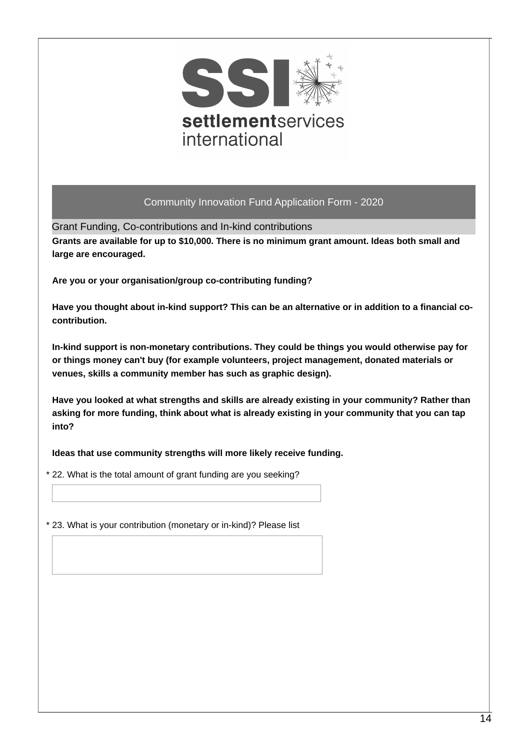settlementservices international

## Community Innovation Fund Application Form - 2020

### Grant Funding, Co-contributions and In-kind contributions

**Grants are available for up to $10,000. There is no minimum grant amount. Ideas both small and large are encouraged.**

**Are you or your organisation/group co-contributing funding?**

**Have you thought about in-kind support? This can be an alternative or in addition to a financial co-contribution.**

**In-kind support is non-monetary contributions. They could be things you would otherwise pay for or things money can't buy (for example volunteers, project management, donated materials or venues, skills a community member has such as graphic design).**

**Have you looked at what strengths and skills are already existing in your community? Rather than asking for more funding, think about what is already existing in your community that you can tap into?**

**Ideas that use community strengths will more likely receive funding.**

* 22. What is the total amount of grant funding are you seeking?

* 23. What is your contribution (monetary or in-kind)? Please list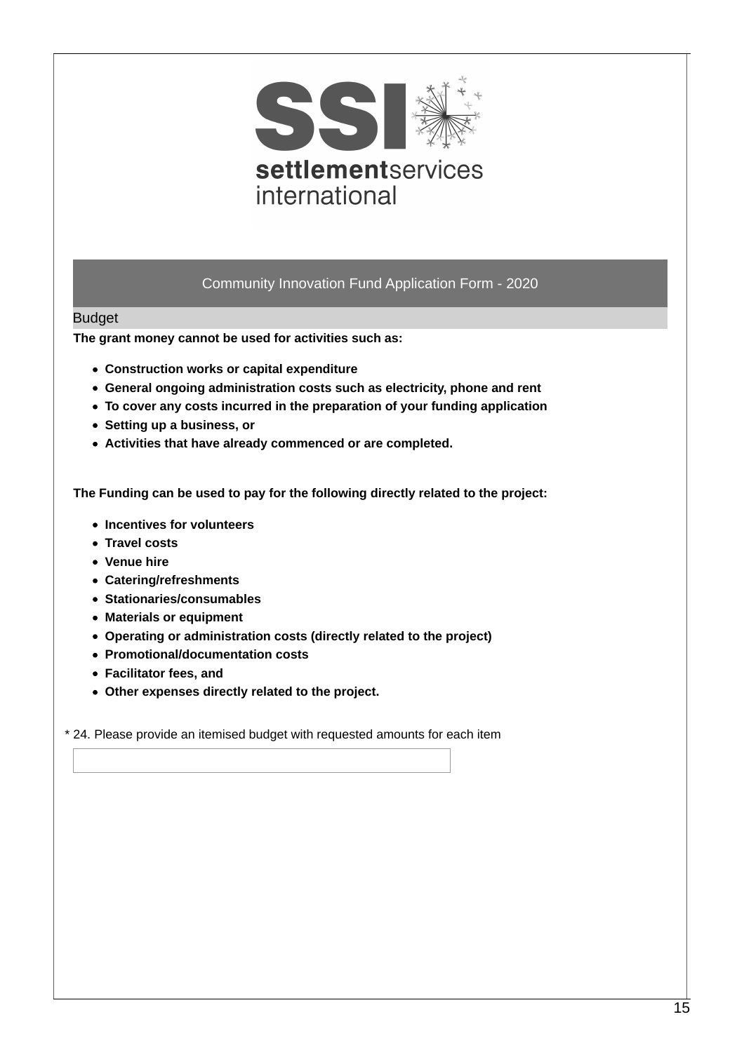Community Innovation Fund Application Form - 2020

## Budget

**The grant money cannot be used for activities such as:**

- **Construction works or capital expenditure**
- **General ongoing administration costs such as electricity, phone and rent**
- **To cover any costs incurred in the preparation of your funding application**
- **Setting up a business, or**
- **Activities that have already commenced or are completed.**

**The Funding can be used to pay for the following directly related to the project:**

- **Incentives for volunteers**
- **Travel costs**
- **Venue hire**
- **Catering/refreshments**
- **Stationaries/consumables**
- **Materials or equipment**
- **Operating or administration costs (directly related to the project)**
- **Promotional/documentation costs**
- **Facilitator fees, and**
- **Other expenses directly related to the project.**

* 24. Please provide an itemised budget with requested amounts for each item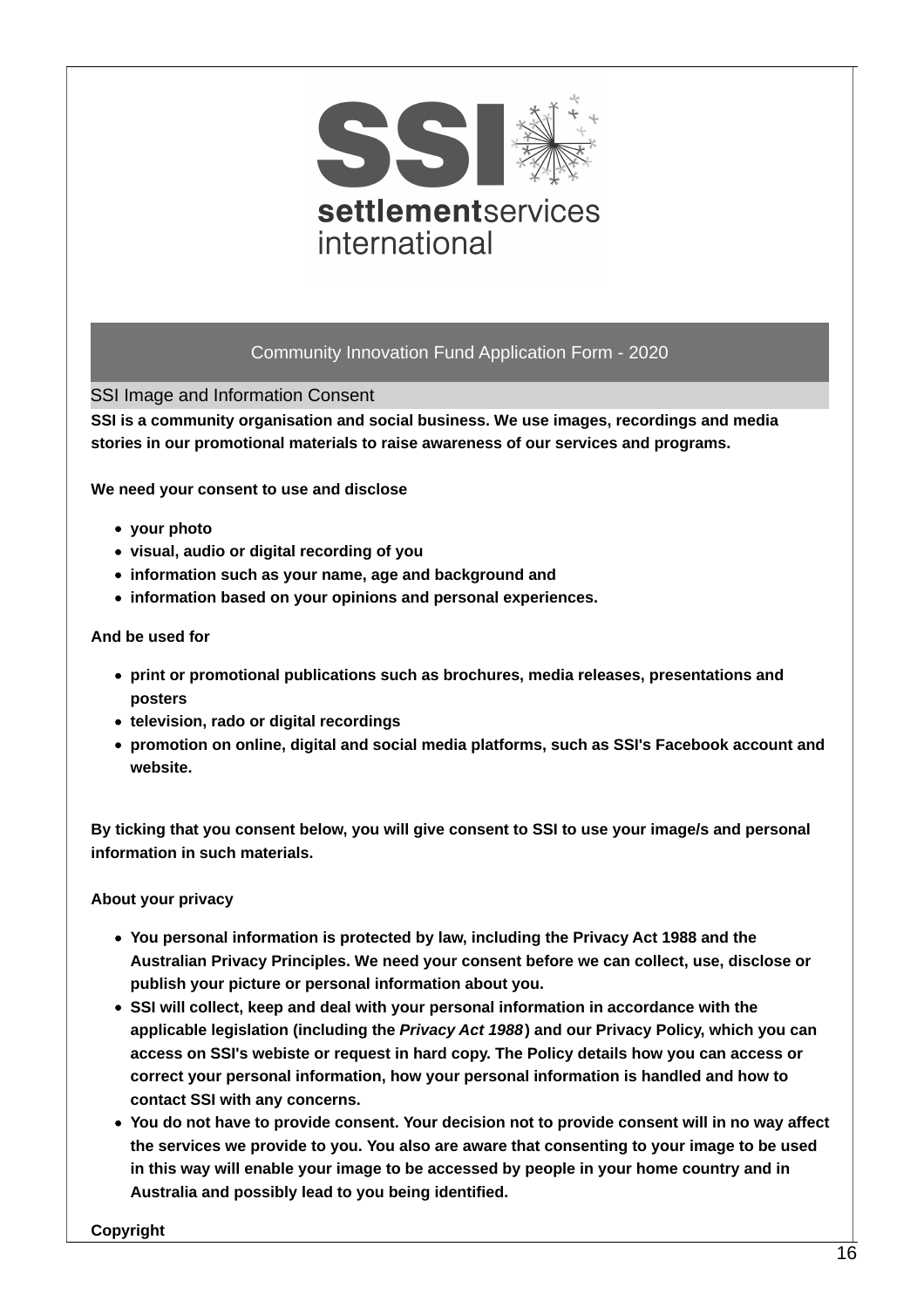Community Innovation Fund Application Form - 2020

## SSI Image and Information Consent

**SSI is a community organisation and social business. We use images, recordings and media stories in our promotional materials to raise awareness of our services and programs.**

**We need your consent to use and disclose**

- **your photo**
- **visual, audio or digital recording of you**
- **information such as your name, age and background and**
- **information based on your opinions and personal experiences.**

**And be used for**

- **print or promotional publications such as brochures, media releases, presentations and posters**
- **television, rado or digital recordings**
- **promotion on online, digital and social media platforms, such as SSI's Facebook account and website.**

**By ticking that you consent below, you will give consent to SSI to use your image/s and personal information in such materials.**

**About your privacy**

- **You personal information is protected by law, including the Privacy Act 1988 and the Australian Privacy Principles. We need your consent before we can collect, use, disclose or publish your picture or personal information about you.**
- **SSI will collect, keep and deal with your personal information in accordance with the applicable legislation (including the *Privacy Act 1988*) and our Privacy Policy, which you can access on SSI's webiste or request in hard copy. The Policy details how you can access or correct your personal information, how your personal information is handled and how to contact SSI with any concerns.**
- **You do not have to provide consent. Your decision not to provide consent will in no way affect the services we provide to you. You also are aware that consenting to your image to be used in this way will enable your image to be accessed by people in your home country and in Australia and possibly lead to you being identified.**

**Copyright**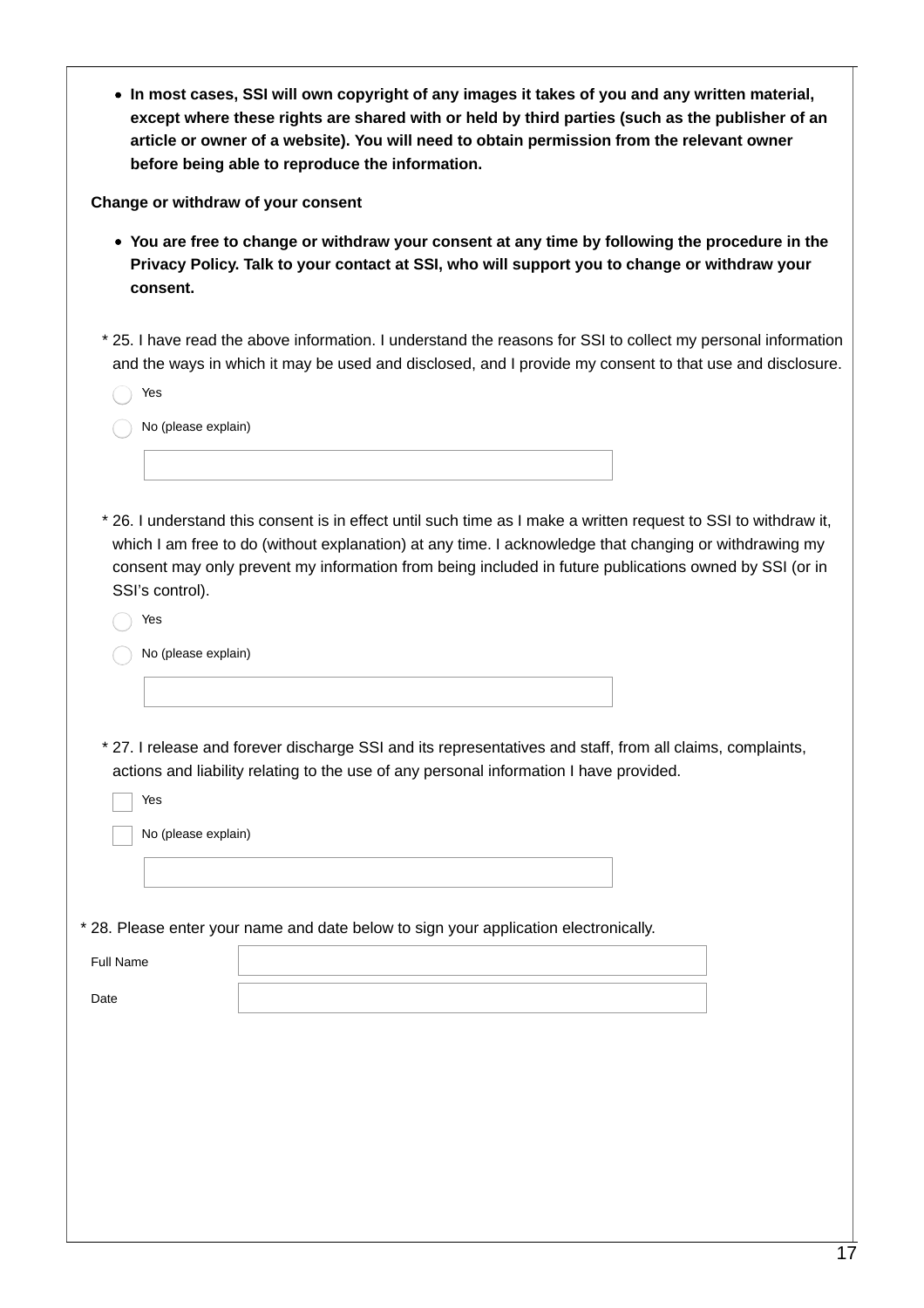- **In most cases, SSI will own copyright of any images it takes of you and any written material, except where these rights are shared with or held by third parties (such as the publisher of an article or owner of a website). You will need to obtain permission from the relevant owner before being able to reproduce the information.**

**Change or withdraw of your consent**

- **You are free to change or withdraw your consent at any time by following the procedure in the Privacy Policy. Talk to your contact at SSI, who will support you to change or withdraw your consent.**

\* 25. I have read the above information. I understand the reasons for SSI to collect my personal information and the ways in which it may be used and disclosed, and I provide my consent to that use and disclosure.

- ○ Yes
- ○ No (please explain)

______________________________

\* 26. I understand this consent is in effect until such time as I make a written request to SSI to withdraw it, which I am free to do (without explanation) at any time. I acknowledge that changing or withdrawing my consent may only prevent my information from being included in future publications owned by SSI (or in SSI's control).

- ○ Yes
- ○ No (please explain)

______________________________

\* 27. I release and forever discharge SSI and its representatives and staff, from all claims, complaints, actions and liability relating to the use of any personal information I have provided.

- ☐ Yes
- ☐ No (please explain)

______________________________

\* 28. Please enter your name and date below to sign your application electronically.

Full Name ______________________________

Date ______________________________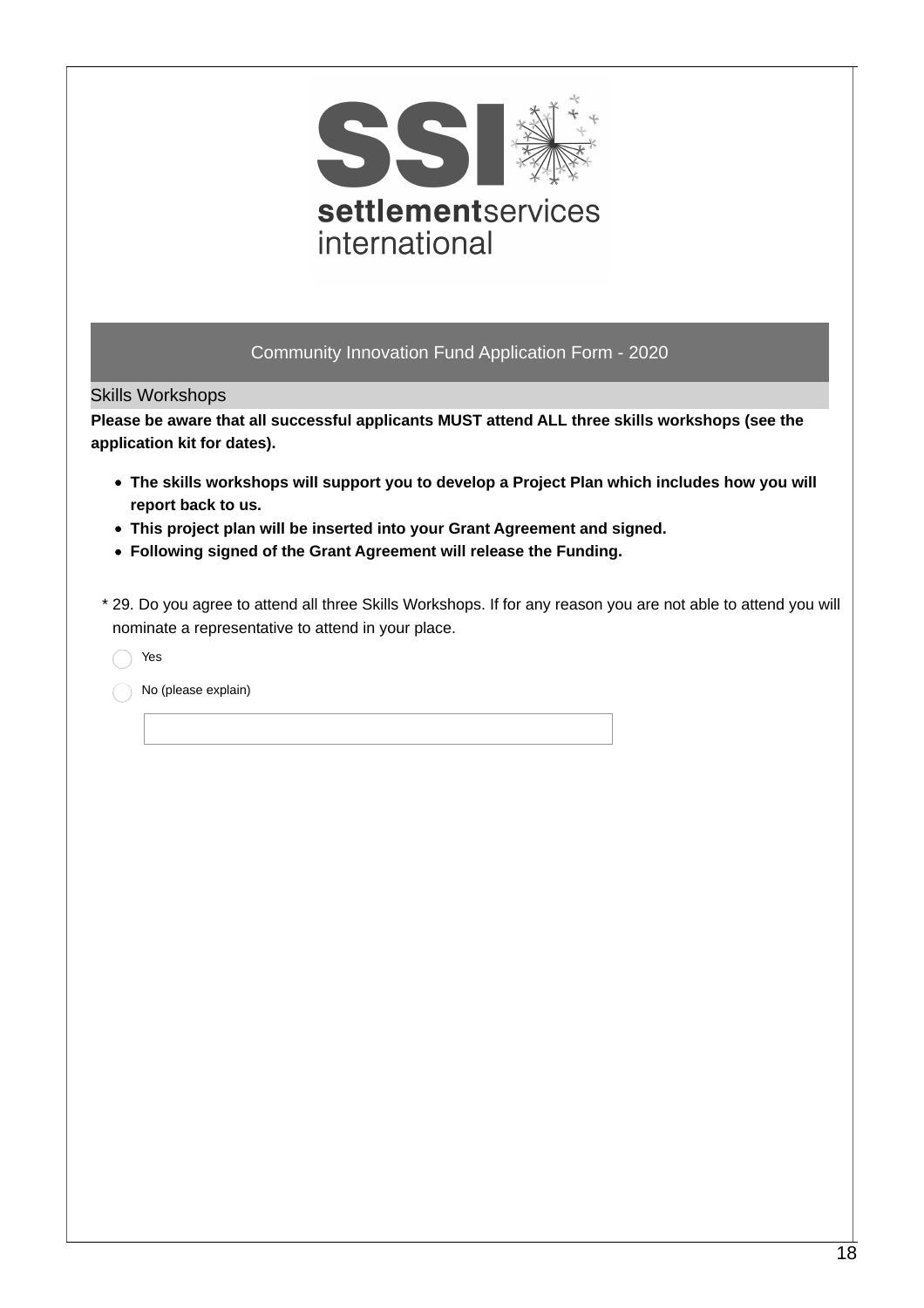settlementservices international

## Community Innovation Fund Application Form - 2020

### Skills Workshops

**Please be aware that all successful applicants MUST attend ALL three skills workshops (see the application kit for dates).**

- **The skills workshops will support you to develop a Project Plan which includes how you will report back to us.**
- **This project plan will be inserted into your Grant Agreement and signed.**
- **Following signed of the Grant Agreement will release the Funding.**

* 29. Do you agree to attend all three Skills Workshops. If for any reason you are not able to attend you will nominate a representative to attend in your place.

- ◯ Yes
- ◯ No (please explain)

\_\_\_\_\_\_\_\_\_\_\_\_\_\_\_\_\_\_\_\_\_\_\_\_\_\_\_\_\_\_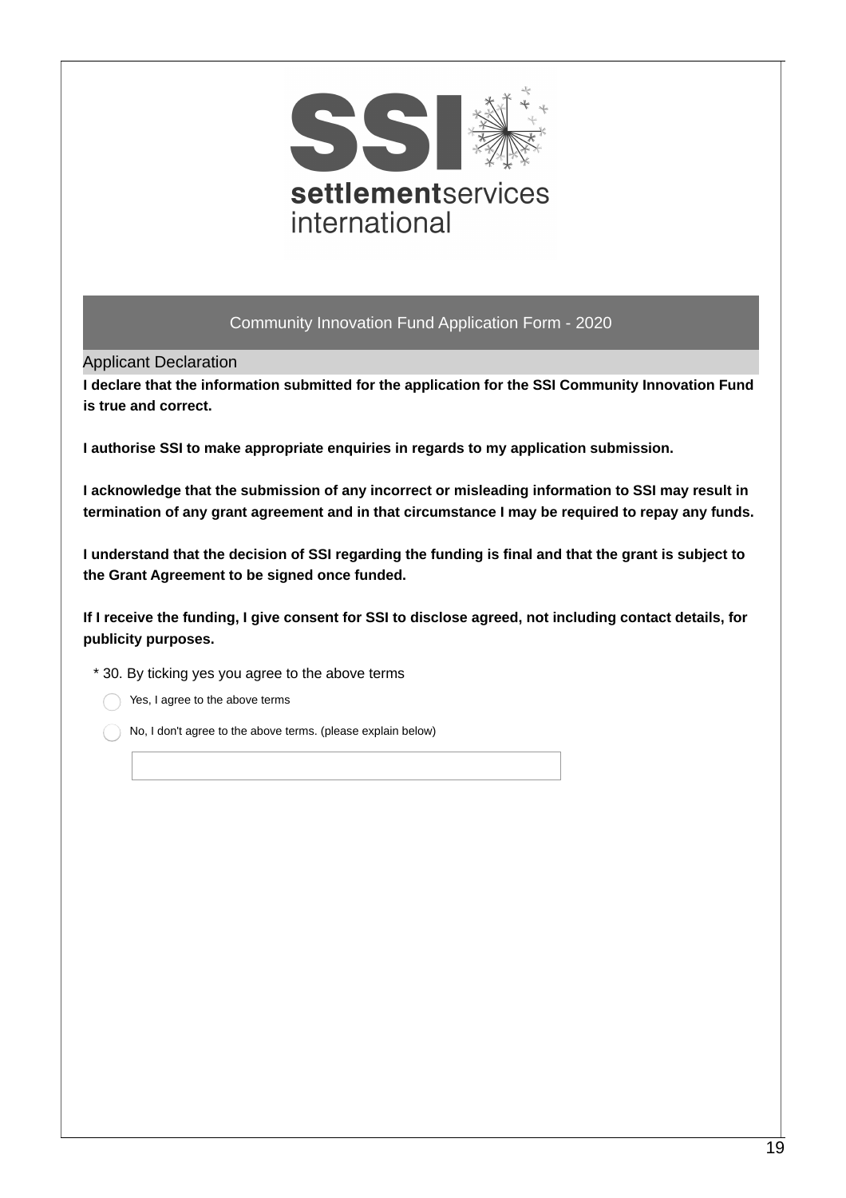settlementservices international

## Community Innovation Fund Application Form - 2020

### Applicant Declaration

**I declare that the information submitted for the application for the SSI Community Innovation Fund is true and correct.**

**I authorise SSI to make appropriate enquiries in regards to my application submission.**

**I acknowledge that the submission of any incorrect or misleading information to SSI may result in termination of any grant agreement and in that circumstance I may be required to repay any funds.**

**I understand that the decision of SSI regarding the funding is final and that the grant is subject to the Grant Agreement to be signed once funded.**

**If I receive the funding, I give consent for SSI to disclose agreed, not including contact details, for publicity purposes.**

\* 30. By ticking yes you agree to the above terms

- ◯ Yes, I agree to the above terms
- ◯ No, I don't agree to the above terms. (please explain below)

[ ]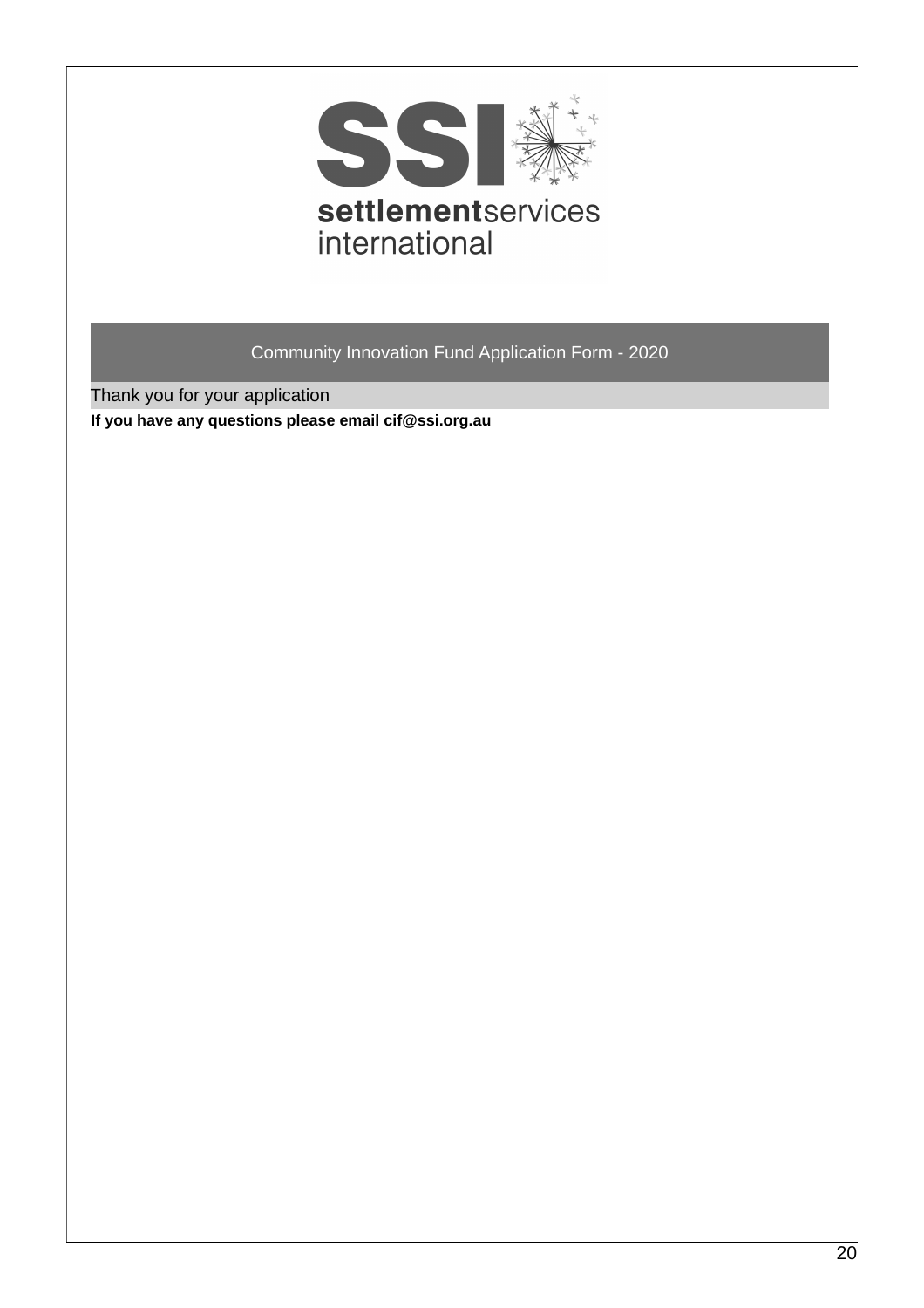settlementservices international

# Community Innovation Fund Application Form - 2020

Thank you for your application

**If you have any questions please email cif@ssi.org.au**